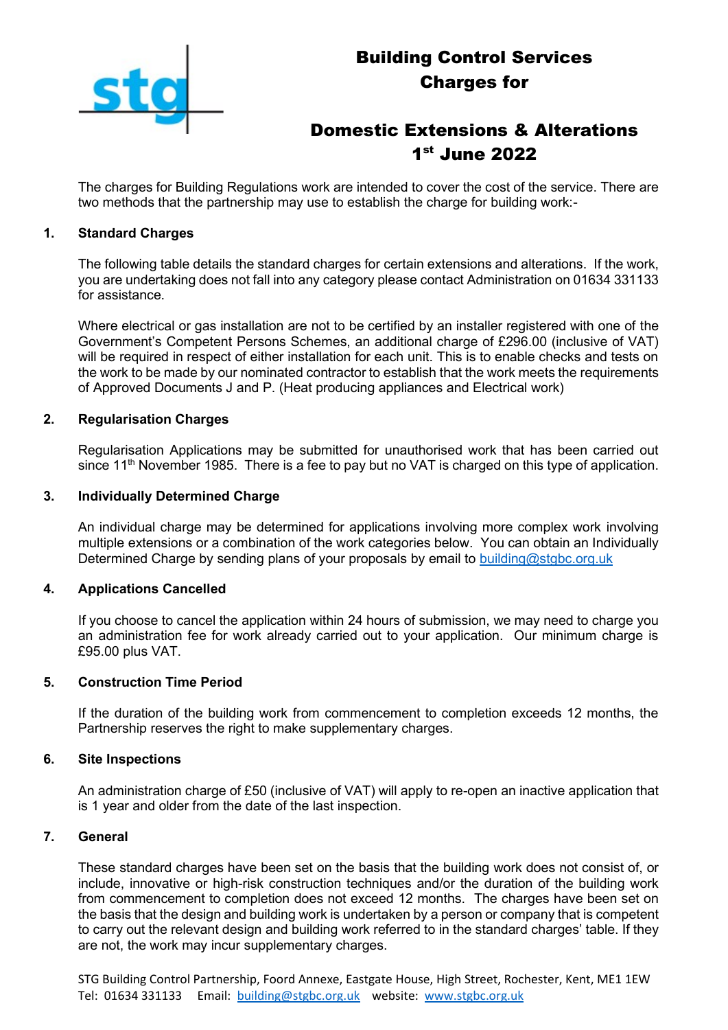# Building Control Services Charges for

# Domestic Extensions & Alterations 1st June 2022

The charges for Building Regulations work are intended to cover the cost of the service. There are two methods that the partnership may use to establish the charge for building work:-

## 1. Standard Charges

The following table details the standard charges for certain extensions and alterations. If the work, you are undertaking does not fall into any category please contact Administration on 01634 331133 for assistance.

Where electrical or gas installation are not to be certified by an installer registered with one of the Government's Competent Persons Schemes, an additional charge of £296.00 (inclusive of VAT) will be required in respect of either installation for each unit. This is to enable checks and tests on the work to be made by our nominated contractor to establish that the work meets the requirements of Approved Documents J and P. (Heat producing appliances and Electrical work)

## 2. Regularisation Charges

Regularisation Applications may be submitted for unauthorised work that has been carried out since 11th November 1985. There is a fee to pay but no VAT is charged on this type of application.

## 3. Individually Determined Charge

An individual charge may be determined for applications involving more complex work involving multiple extensions or a combination of the work categories below. You can obtain an Individually Determined Charge by sending plans of your proposals by email to building@stgbc.org.uk

## 4. Applications Cancelled

If you choose to cancel the application within 24 hours of submission, we may need to charge you an administration fee for work already carried out to your application. Our minimum charge is £95.00 plus VAT.

## 5. Construction Time Period

If the duration of the building work from commencement to completion exceeds 12 months, the Partnership reserves the right to make supplementary charges.

## 6. Site Inspections

An administration charge of £50 (inclusive of VAT) will apply to re-open an inactive application that is 1 year and older from the date of the last inspection.

## 7. General

These standard charges have been set on the basis that the building work does not consist of, or include, innovative or high-risk construction techniques and/or the duration of the building work from commencement to completion does not exceed 12 months. The charges have been set on the basis that the design and building work is undertaken by a person or company that is competent to carry out the relevant design and building work referred to in the standard charges' table. If they are not, the work may incur supplementary charges.

STG Building Control Partnership, Foord Annexe, Eastgate House, High Street, Rochester, Kent, ME1 1EW
Tel: 01634 331133 Email: building@stgbc.org.uk website: www.stgbc.org.uk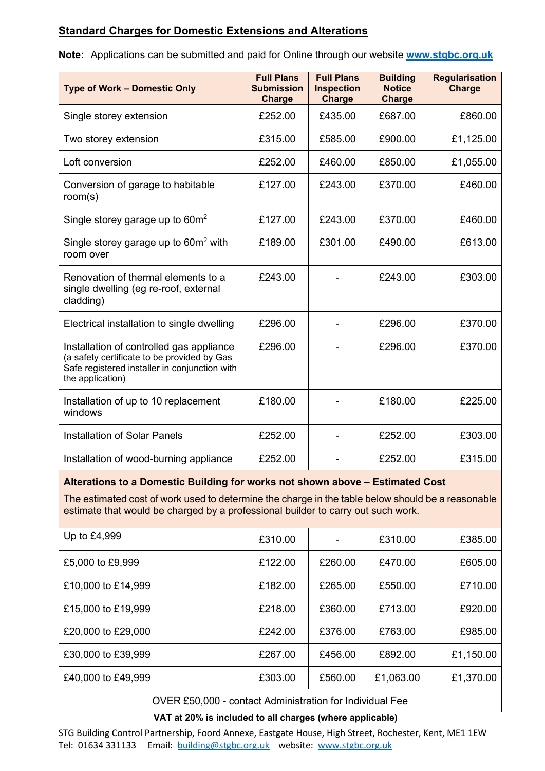## Standard Charges for Domestic Extensions and Alterations

**Note:** Applications can be submitted and paid for Online through our website **www.stgbc.org.uk**

| Type of Work – Domestic Only | Full Plans Submission Charge | Full Plans Inspection Charge | Building Notice Charge | Regularisation Charge |
|---|---|---|---|---|
| Single storey extension | £252.00 | £435.00 | £687.00 | £860.00 |
| Two storey extension | £315.00 | £585.00 | £900.00 | £1,125.00 |
| Loft conversion | £252.00 | £460.00 | £850.00 | £1,055.00 |
| Conversion of garage to habitable room(s) | £127.00 | £243.00 | £370.00 | £460.00 |
| Single storey garage up to $60m^2$ | £127.00 | £243.00 | £370.00 | £460.00 |
| Single storey garage up to $60m^2$ with room over | £189.00 | £301.00 | £490.00 | £613.00 |
| Renovation of thermal elements to a single dwelling (eg re-roof, external cladding) | £243.00 | - | £243.00 | £303.00 |
| Electrical installation to single dwelling | £296.00 | - | £296.00 | £370.00 |
| Installation of controlled gas appliance (a safety certificate to be provided by Gas Safe registered installer in conjunction with the application) | £296.00 | - | £296.00 | £370.00 |
| Installation of up to 10 replacement windows | £180.00 | - | £180.00 | £225.00 |
| Installation of Solar Panels | £252.00 | - | £252.00 | £303.00 |
| Installation of wood-burning appliance | £252.00 | - | £252.00 | £315.00 |
| **Alterations to a Domestic Building for works not shown above – Estimated Cost**<br>The estimated cost of work used to determine the charge in the table below should be a reasonable estimate that would be charged by a professional builder to carry out such work. | | | | |
| Up to £4,999 | £310.00 | - | £310.00 | £385.00 |
| £5,000 to £9,999 | £122.00 | £260.00 | £470.00 | £605.00 |
| £10,000 to £14,999 | £182.00 | £265.00 | £550.00 | £710.00 |
| £15,000 to £19,999 | £218.00 | £360.00 | £713.00 | £920.00 |
| £20,000 to £29,000 | £242.00 | £376.00 | £763.00 | £985.00 |
| £30,000 to £39,999 | £267.00 | £456.00 | £892.00 | £1,150.00 |
| £40,000 to £49,999 | £303.00 | £560.00 | £1,063.00 | £1,370.00 |
| OVER £50,000 - contact Administration for Individual Fee | | | | |

**VAT at 20% is included to all charges (where applicable)**

STG Building Control Partnership, Foord Annexe, Eastgate House, High Street, Rochester, Kent, ME1 1EW
Tel: 01634 331133 Email: building@stgbc.org.uk website: www.stgbc.org.uk